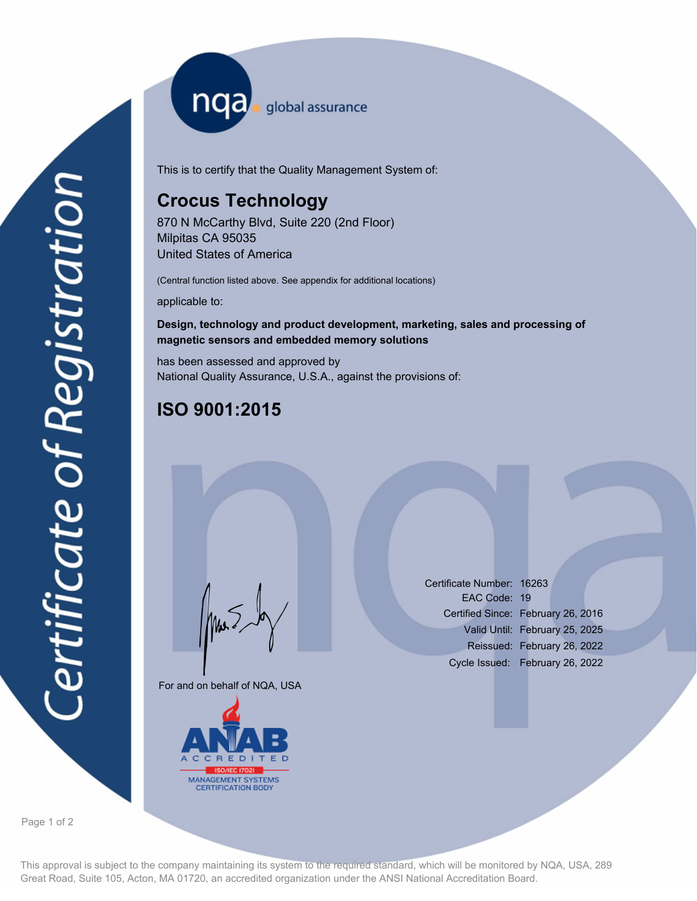nqa global assurance

# Certificate of Registration

This is to certify that the Quality Management System of:

## Crocus Technology

870 N McCarthy Blvd, Suite 220 (2nd Floor)
Milpitas CA 95035
United States of America

(Central function listed above. See appendix for additional locations)

applicable to:

**Design, technology and product development, marketing, sales and processing of magnetic sensors and embedded memory solutions**

has been assessed and approved by
National Quality Assurance, U.S.A., against the provisions of:

## ISO 9001:2015

| | |
|---|---|
| Certificate Number: | 16263 |
| EAC Code: | 19 |
| Certified Since: | February 26, 2016 |
| Valid Until: | February 25, 2025 |
| Reissued: | February 26, 2022 |
| Cycle Issued: | February 26, 2022 |

For and on behalf of NQA, USA

ANAB ACCREDITED
ISO/IEC 17021
MANAGEMENT SYSTEMS CERTIFICATION BODY

This approval is subject to the company maintaining its system to the required standard, which will be monitored by NQA, USA, 289 Great Road, Suite 105, Acton, MA 01720, an accredited organization under the ANSI National Accreditation Board.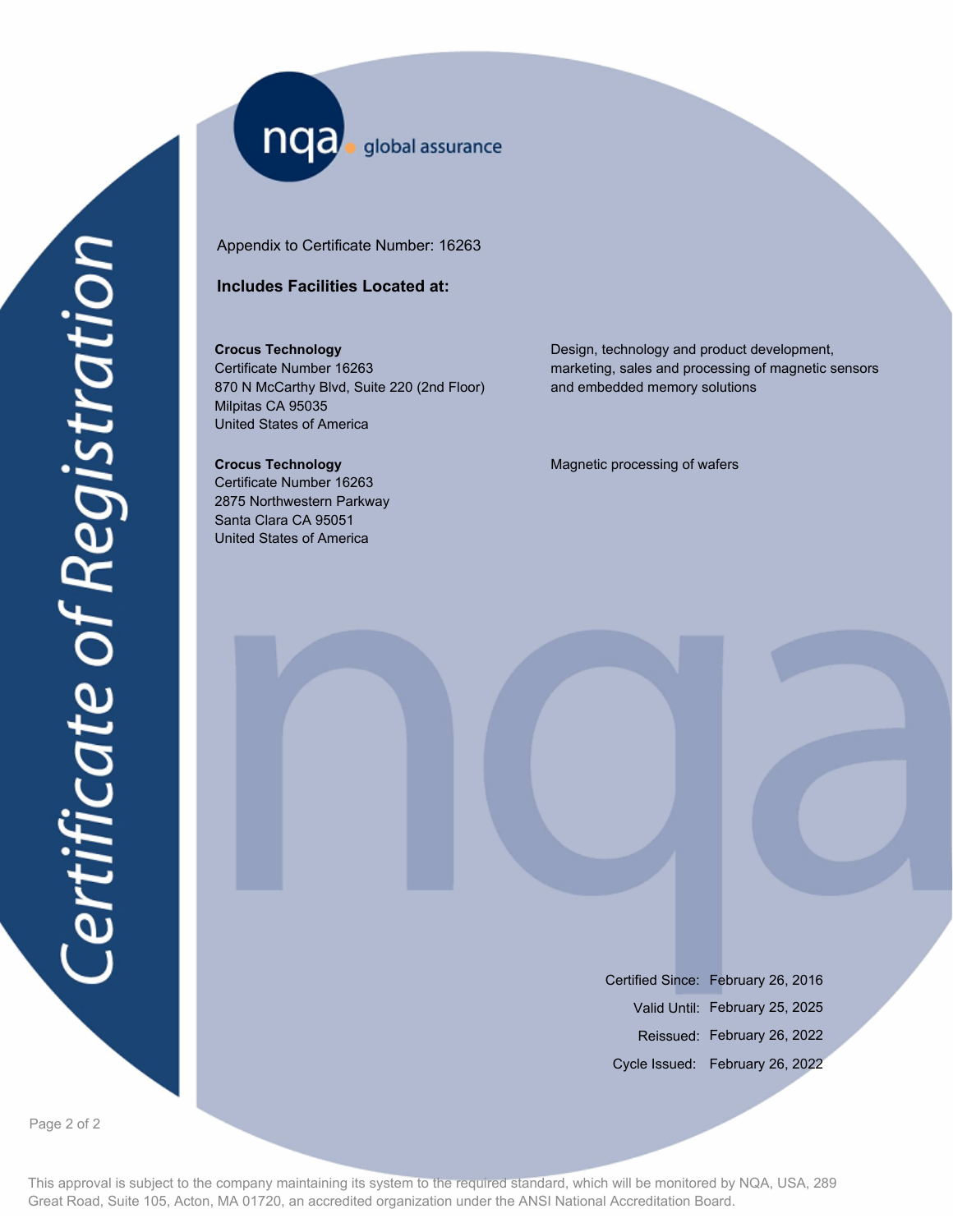nqa global assurance

Certificate of Registration

Appendix to Certificate Number: 16263

**Includes Facilities Located at:**

| | |
|---|---|
| **Crocus Technology**<br>Certificate Number 16263<br>870 N McCarthy Blvd, Suite 220 (2nd Floor)<br>Milpitas CA 95035<br>United States of America | Design, technology and product development, marketing, sales and processing of magnetic sensors and embedded memory solutions |
| **Crocus Technology**<br>Certificate Number 16263<br>2875 Northwestern Parkway<br>Santa Clara CA 95051<br>United States of America | Magnetic processing of wafers |

Certified Since: February 26, 2016
Valid Until: February 25, 2025
Reissued: February 26, 2022
Cycle Issued: February 26, 2022

This approval is subject to the company maintaining its system to the required standard, which will be monitored by NQA, USA, 289 Great Road, Suite 105, Acton, MA 01720, an accredited organization under the ANSI National Accreditation Board.